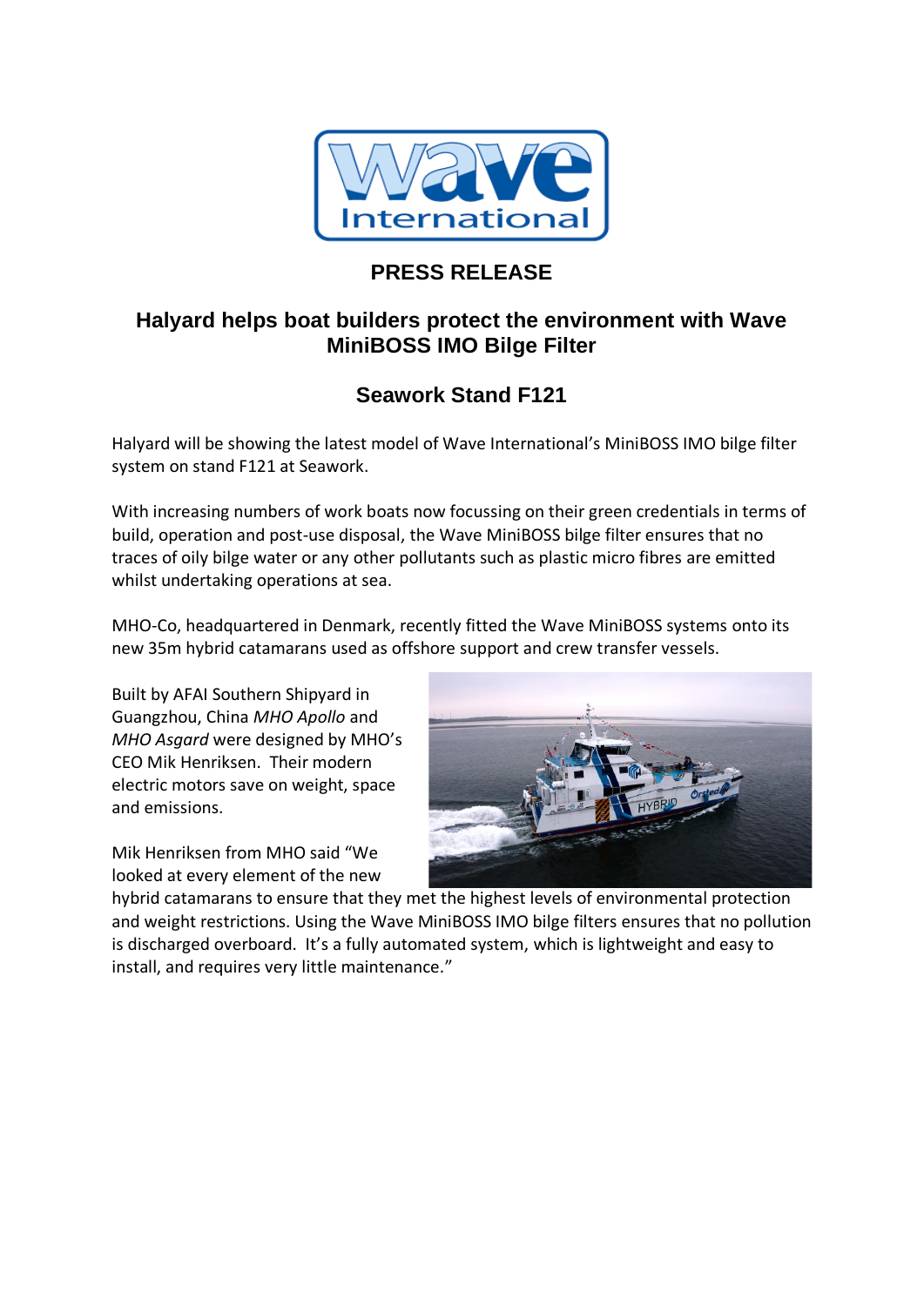# PRESS RELEASE

## Halyard helps boat builders protect the environment with Wave MiniBOSS IMO Bilge Filter

## Seawork Stand F121

Halyard will be showing the latest model of Wave International's MiniBOSS IMO bilge filter system on stand F121 at Seawork.

With increasing numbers of work boats now focussing on their green credentials in terms of build, operation and post-use disposal, the Wave MiniBOSS bilge filter ensures that no traces of oily bilge water or any other pollutants such as plastic micro fibres are emitted whilst undertaking operations at sea.

MHO-Co, headquartered in Denmark, recently fitted the Wave MiniBOSS systems onto its new 35m hybrid catamarans used as offshore support and crew transfer vessels.

Built by AFAI Southern Shipyard in Guangzhou, China *MHO Apollo* and *MHO Asgard* were designed by MHO's CEO Mik Henriksen. Their modern electric motors save on weight, space and emissions.

Mik Henriksen from MHO said "We looked at every element of the new hybrid catamarans to ensure that they met the highest levels of environmental protection and weight restrictions. Using the Wave MiniBOSS IMO bilge filters ensures that no pollution is discharged overboard. It's a fully automated system, which is lightweight and easy to install, and requires very little maintenance."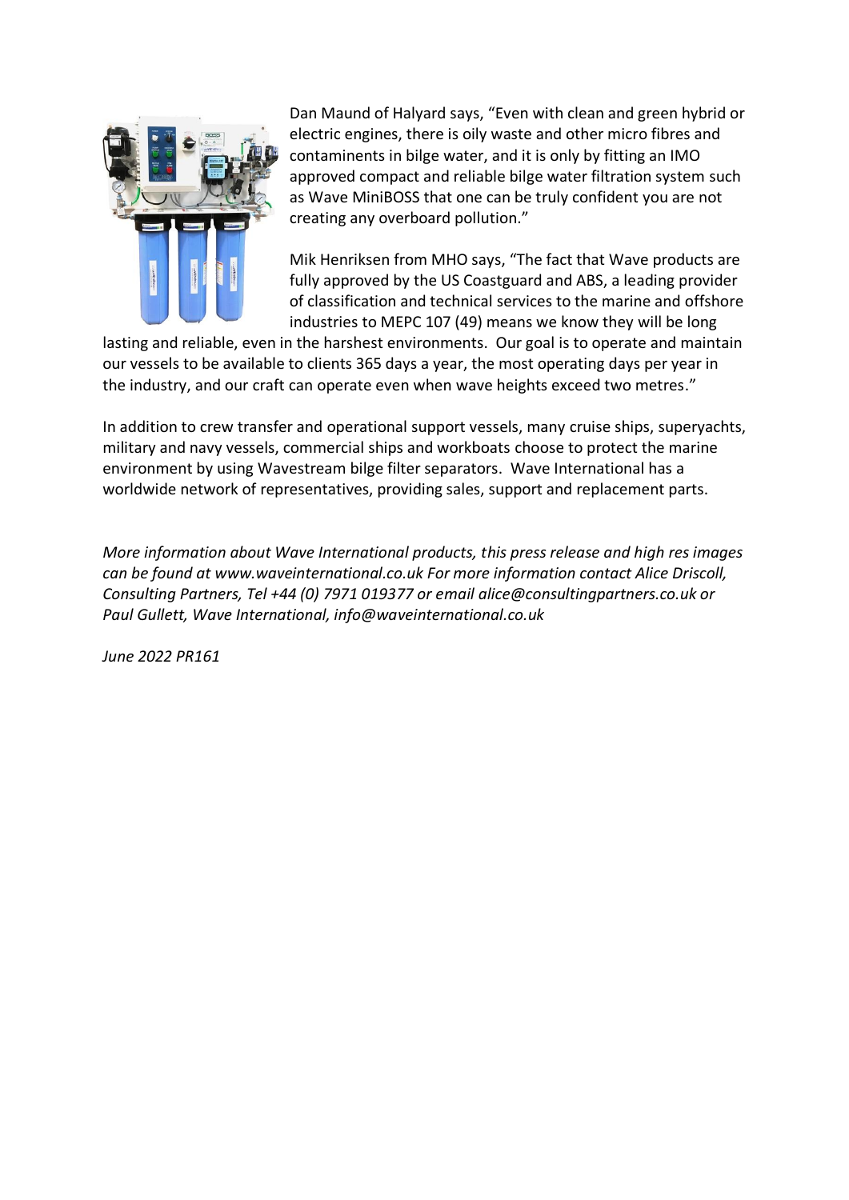Dan Maund of Halyard says, “Even with clean and green hybrid or electric engines, there is oily waste and other micro fibres and contaminents in bilge water, and it is only by fitting an IMO approved compact and reliable bilge water filtration system such as Wave MiniBOSS that one can be truly confident you are not creating any overboard pollution.”

Mik Henriksen from MHO says, “The fact that Wave products are fully approved by the US Coastguard and ABS, a leading provider of classification and technical services to the marine and offshore industries to MEPC 107 (49) means we know they will be long lasting and reliable, even in the harshest environments. Our goal is to operate and maintain our vessels to be available to clients 365 days a year, the most operating days per year in the industry, and our craft can operate even when wave heights exceed two metres.”

In addition to crew transfer and operational support vessels, many cruise ships, superyachts, military and navy vessels, commercial ships and workboats choose to protect the marine environment by using Wavestream bilge filter separators. Wave International has a worldwide network of representatives, providing sales, support and replacement parts.

*More information about Wave International products, this press release and high res images can be found at www.waveinternational.co.uk For more information contact Alice Driscoll, Consulting Partners, Tel +44 (0) 7971 019377 or email alice@consultingpartners.co.uk or Paul Gullett, Wave International, info@waveinternational.co.uk*

*June 2022 PR161*